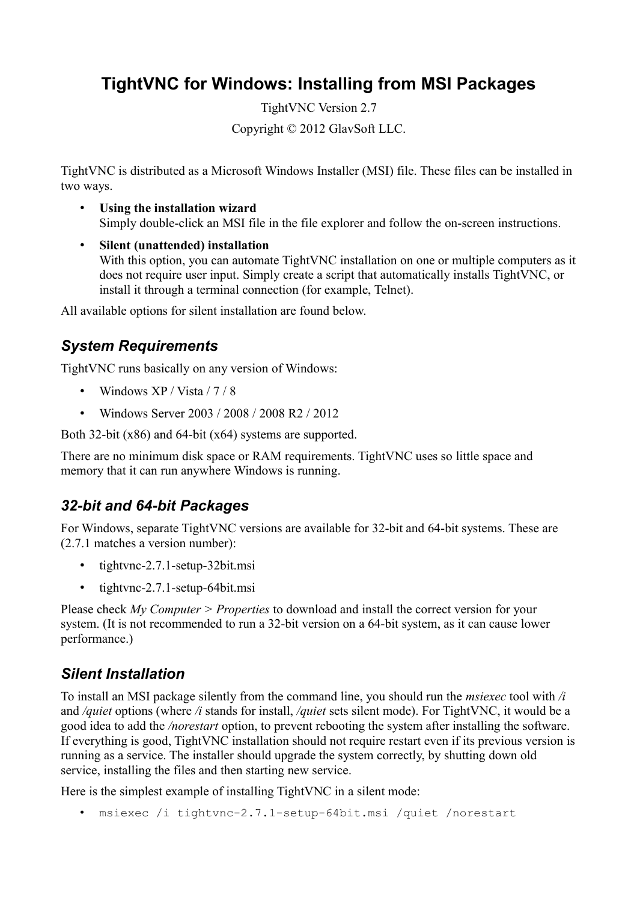# TightVNC for Windows: Installing from MSI Packages

TightVNC Version 2.7

Copyright © 2012 GlavSoft LLC.

TightVNC is distributed as a Microsoft Windows Installer (MSI) file. These files can be installed in two ways.

- **Using the installation wizard**
  Simply double-click an MSI file in the file explorer and follow the on-screen instructions.
- **Silent (unattended) installation**
  With this option, you can automate TightVNC installation on one or multiple computers as it does not require user input. Simply create a script that automatically installs TightVNC, or install it through a terminal connection (for example, Telnet).

All available options for silent installation are found below.

## *System Requirements*

TightVNC runs basically on any version of Windows:

- Windows XP / Vista / 7 / 8
- Windows Server 2003 / 2008 / 2008 R2 / 2012

Both 32-bit (x86) and 64-bit (x64) systems are supported.

There are no minimum disk space or RAM requirements. TightVNC uses so little space and memory that it can run anywhere Windows is running.

## *32-bit and 64-bit Packages*

For Windows, separate TightVNC versions are available for 32-bit and 64-bit systems. These are (2.7.1 matches a version number):

- tightvnc-2.7.1-setup-32bit.msi
- tightvnc-2.7.1-setup-64bit.msi

Please check *My Computer* > *Properties* to download and install the correct version for your system. (It is not recommended to run a 32-bit version on a 64-bit system, as it can cause lower performance.)

## *Silent Installation*

To install an MSI package silently from the command line, you should run the *msiexec* tool with */i* and */quiet* options (where */i* stands for install, */quiet* sets silent mode). For TightVNC, it would be a good idea to add the */norestart* option, to prevent rebooting the system after installing the software. If everything is good, TightVNC installation should not require restart even if its previous version is running as a service. The installer should upgrade the system correctly, by shutting down old service, installing the files and then starting new service.

Here is the simplest example of installing TightVNC in a silent mode:

- `msiexec /i tightvnc-2.7.1-setup-64bit.msi /quiet /norestart`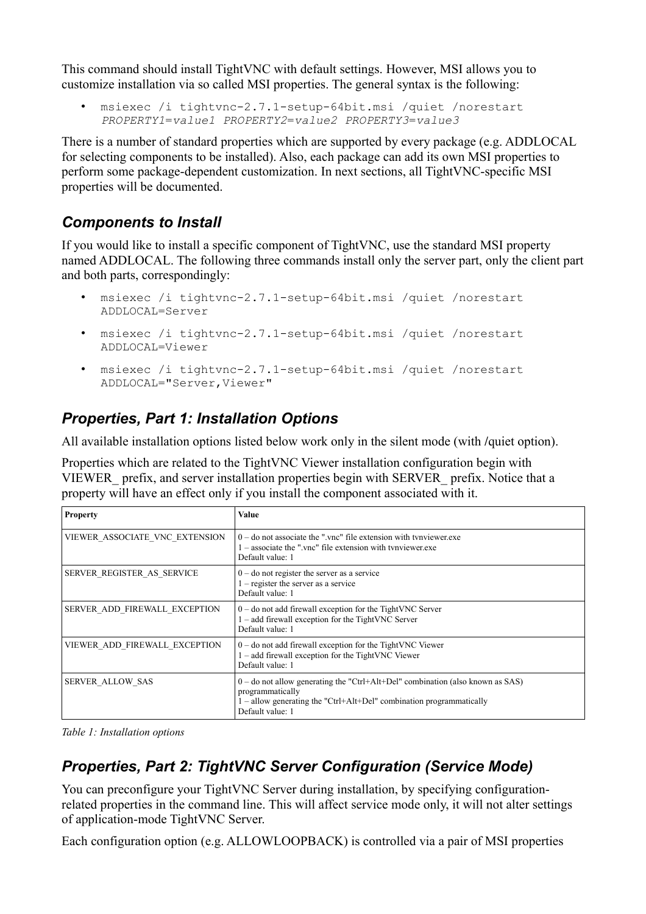This command should install TightVNC with default settings. However, MSI allows you to customize installation via so called MSI properties. The general syntax is the following:

- `msiexec /i tightvnc-2.7.1-setup-64bit.msi /quiet /norestart` *`PROPERTY1=value1 PROPERTY2=value2 PROPERTY3=value3`*

There is a number of standard properties which are supported by every package (e.g. ADDLOCAL for selecting components to be installed). Also, each package can add its own MSI properties to perform some package-dependent customization. In next sections, all TightVNC-specific MSI properties will be documented.

## *Components to Install*

If you would like to install a specific component of TightVNC, use the standard MSI property named ADDLOCAL. The following three commands install only the server part, only the client part and both parts, correspondingly:

- `msiexec /i tightvnc-2.7.1-setup-64bit.msi /quiet /norestart ADDLOCAL=Server`
- `msiexec /i tightvnc-2.7.1-setup-64bit.msi /quiet /norestart ADDLOCAL=Viewer`
- `msiexec /i tightvnc-2.7.1-setup-64bit.msi /quiet /norestart ADDLOCAL="Server,Viewer"`

## *Properties, Part 1: Installation Options*

All available installation options listed below work only in the silent mode (with /quiet option).

Properties which are related to the TightVNC Viewer installation configuration begin with VIEWER_ prefix, and server installation properties begin with SERVER_ prefix. Notice that a property will have an effect only if you install the component associated with it.

| **Property** | **Value** |
|---|---|
| VIEWER_ASSOCIATE_VNC_EXTENSION | 0 – do not associate the ".vnc" file extension with tvnviewer.exe<br>1 – associate the ".vnc" file extension with tvnviewer.exe<br>Default value: 1 |
| SERVER_REGISTER_AS_SERVICE | 0 – do not register the server as a service<br>1 – register the server as a service<br>Default value: 1 |
| SERVER_ADD_FIREWALL_EXCEPTION | 0 – do not add firewall exception for the TightVNC Server<br>1 – add firewall exception for the TightVNC Server<br>Default value: 1 |
| VIEWER_ADD_FIREWALL_EXCEPTION | 0 – do not add firewall exception for the TightVNC Viewer<br>1 – add firewall exception for the TightVNC Viewer<br>Default value: 1 |
| SERVER_ALLOW_SAS | 0 – do not allow generating the "Ctrl+Alt+Del" combination (also known as SAS) programmatically<br>1 – allow generating the "Ctrl+Alt+Del" combination programmatically<br>Default value: 1 |

*Table 1: Installation options*

## *Properties, Part 2: TightVNC Server Configuration (Service Mode)*

You can preconfigure your TightVNC Server during installation, by specifying configuration-related properties in the command line. This will affect service mode only, it will not alter settings of application-mode TightVNC Server.

Each configuration option (e.g. ALLOWLOOPBACK) is controlled via a pair of MSI properties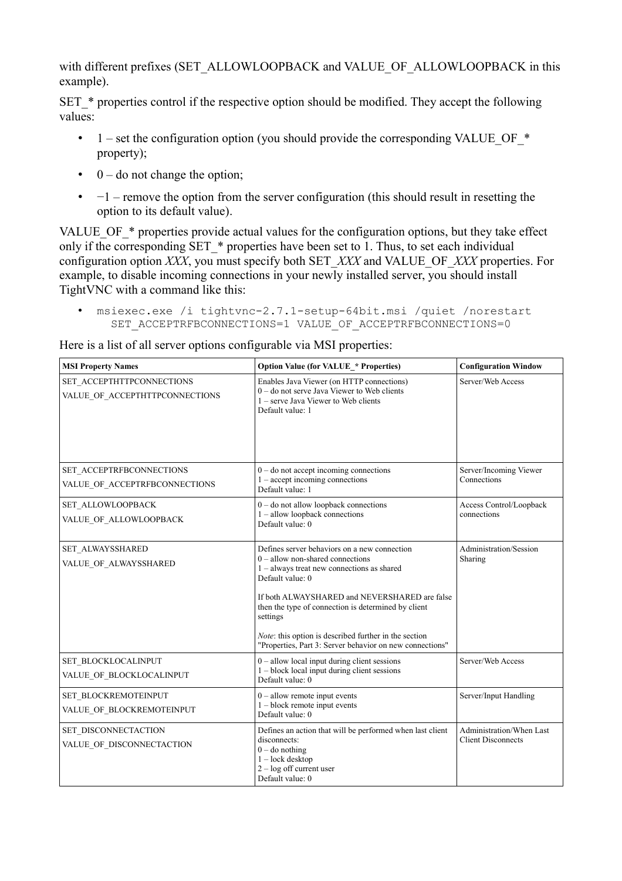with different prefixes (SET_ALLOWLOOPBACK and VALUE_OF_ALLOWLOOPBACK in this example).

SET_* properties control if the respective option should be modified. They accept the following values:

- 1 – set the configuration option (you should provide the corresponding VALUE_OF_* property);
- 0 – do not change the option;
- −1 – remove the option from the server configuration (this should result in resetting the option to its default value).

VALUE_OF_* properties provide actual values for the configuration options, but they take effect only if the corresponding SET_* properties have been set to 1. Thus, to set each individual configuration option *XXX*, you must specify both SET_*XXX* and VALUE_OF_*XXX* properties. For example, to disable incoming connections in your newly installed server, you should install TightVNC with a command like this:

- `msiexec.exe /i tightvnc-2.7.1-setup-64bit.msi /quiet /norestart SET_ACCEPTRFBCONNECTIONS=1 VALUE_OF_ACCEPTRFBCONNECTIONS=0`

Here is a list of all server options configurable via MSI properties:

| MSI Property Names | Option Value (for VALUE_* Properties) | Configuration Window |
|---|---|---|
| SET_ACCEPTHTTPCONNECTIONS<br>VALUE_OF_ACCEPTHTTPCONNECTIONS | Enables Java Viewer (on HTTP connections)<br>0 – do not serve Java Viewer to Web clients<br>1 – serve Java Viewer to Web clients<br>Default value: 1 | Server/Web Access |
| SET_ACCEPTRFBCONNECTIONS<br>VALUE_OF_ACCEPTRFBCONNECTIONS | 0 – do not accept incoming connections<br>1 – accept incoming connections<br>Default value: 1 | Server/Incoming Viewer Connections |
| SET_ALLOWLOOPBACK<br>VALUE_OF_ALLOWLOOPBACK | 0 – do not allow loopback connections<br>1 – allow loopback connections<br>Default value: 0 | Access Control/Loopback connections |
| SET_ALWAYSSHARED<br>VALUE_OF_ALWAYSSHARED | Defines server behaviors on a new connection<br>0 – allow non-shared connections<br>1 – always treat new connections as shared<br>Default value: 0<br><br>If both ALWAYSSHARED and NEVERSHARED are false then the type of connection is determined by client settings<br><br>*Note*: this option is described further in the section "Properties, Part 3: Server behavior on new connections" | Administration/Session Sharing |
| SET_BLOCKLOCALINPUT<br>VALUE_OF_BLOCKLOCALINPUT | 0 – allow local input during client sessions<br>1 – block local input during client sessions<br>Default value: 0 | Server/Web Access |
| SET_BLOCKREMOTEINPUT<br>VALUE_OF_BLOCKREMOTEINPUT | 0 – allow remote input events<br>1 – block remote input events<br>Default value: 0 | Server/Input Handling |
| SET_DISCONNECTACTION<br>VALUE_OF_DISCONNECTACTION | Defines an action that will be performed when last client disconnects:<br>0 – do nothing<br>1 – lock desktop<br>2 – log off current user<br>Default value: 0 | Administration/When Last Client Disconnects |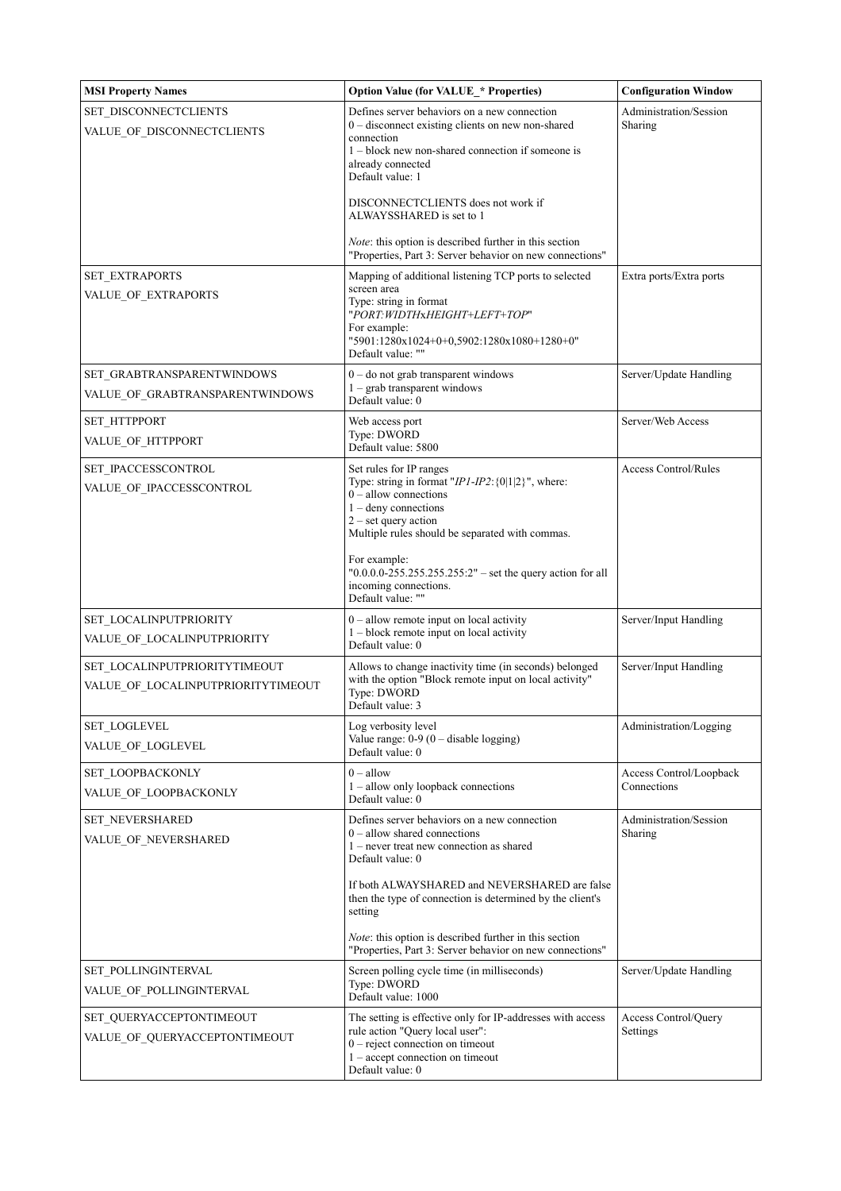| MSI Property Names | Option Value (for VALUE_* Properties) | Configuration Window |
|---|---|---|
| SET_DISCONNECTCLIENTS<br>VALUE_OF_DISCONNECTCLIENTS | Defines server behaviors on a new connection<br>0 – disconnect existing clients on new non-shared connection<br>1 – block new non-shared connection if someone is already connected<br>Default value: 1<br><br>DISCONNECTCLIENTS does not work if ALWAYSSHARED is set to 1<br><br>*Note*: this option is described further in this section "Properties, Part 3: Server behavior on new connections" | Administration/Session Sharing |
| SET_EXTRAPORTS<br>VALUE_OF_EXTRAPORTS | Mapping of additional listening TCP ports to selected screen area<br>Type: string in format "*PORT:WIDTHxHEIGHT+LEFT+TOP*"<br>For example:<br>"5901:1280x1024+0+0,5902:1280x1080+1280+0"<br>Default value: "" | Extra ports/Extra ports |
| SET_GRABTRANSPARENTWINDOWS<br>VALUE_OF_GRABTRANSPARENTWINDOWS | 0 – do not grab transparent windows<br>1 – grab transparent windows<br>Default value: 0 | Server/Update Handling |
| SET_HTTPPORT<br>VALUE_OF_HTTPPORT | Web access port<br>Type: DWORD<br>Default value: 5800 | Server/Web Access |
| SET_IPACCESSCONTROL<br>VALUE_OF_IPACCESSCONTROL | Set rules for IP ranges<br>Type: string in format "*IP1-IP2*:{0\|1\|2}", where:<br>0 – allow connections<br>1 – deny connections<br>2 – set query action<br>Multiple rules should be separated with commas.<br><br>For example:<br>"0.0.0.0-255.255.255.255:2" – set the query action for all incoming connections.<br>Default value: "" | Access Control/Rules |
| SET_LOCALINPUTPRIORITY<br>VALUE_OF_LOCALINPUTPRIORITY | 0 – allow remote input on local activity<br>1 – block remote input on local activity<br>Default value: 0 | Server/Input Handling |
| SET_LOCALINPUTPRIORITYTIMEOUT<br>VALUE_OF_LOCALINPUTPRIORITYTIMEOUT | Allows to change inactivity time (in seconds) belonged with the option "Block remote input on local activity"<br>Type: DWORD<br>Default value: 3 | Server/Input Handling |
| SET_LOGLEVEL<br>VALUE_OF_LOGLEVEL | Log verbosity level<br>Value range: 0-9 (0 – disable logging)<br>Default value: 0 | Administration/Logging |
| SET_LOOPBACKONLY<br>VALUE_OF_LOOPBACKONLY | 0 – allow<br>1 – allow only loopback connections<br>Default value: 0 | Access Control/Loopback Connections |
| SET_NEVERSHARED<br>VALUE_OF_NEVERSHARED | Defines server behaviors on a new connection<br>0 – allow shared connections<br>1 – never treat new connection as shared<br>Default value: 0<br><br>If both ALWAYSSHARED and NEVERSHARED are false then the type of connection is determined by the client's setting<br><br>*Note*: this option is described further in this section "Properties, Part 3: Server behavior on new connections" | Administration/Session Sharing |
| SET_POLLINGINTERVAL<br>VALUE_OF_POLLINGINTERVAL | Screen polling cycle time (in milliseconds)<br>Type: DWORD<br>Default value: 1000 | Server/Update Handling |
| SET_QUERYACCEPTONTIMEOUT<br>VALUE_OF_QUERYACCEPTONTIMEOUT | The setting is effective only for IP-addresses with access rule action "Query local user":<br>0 – reject connection on timeout<br>1 – accept connection on timeout<br>Default value: 0 | Access Control/Query Settings |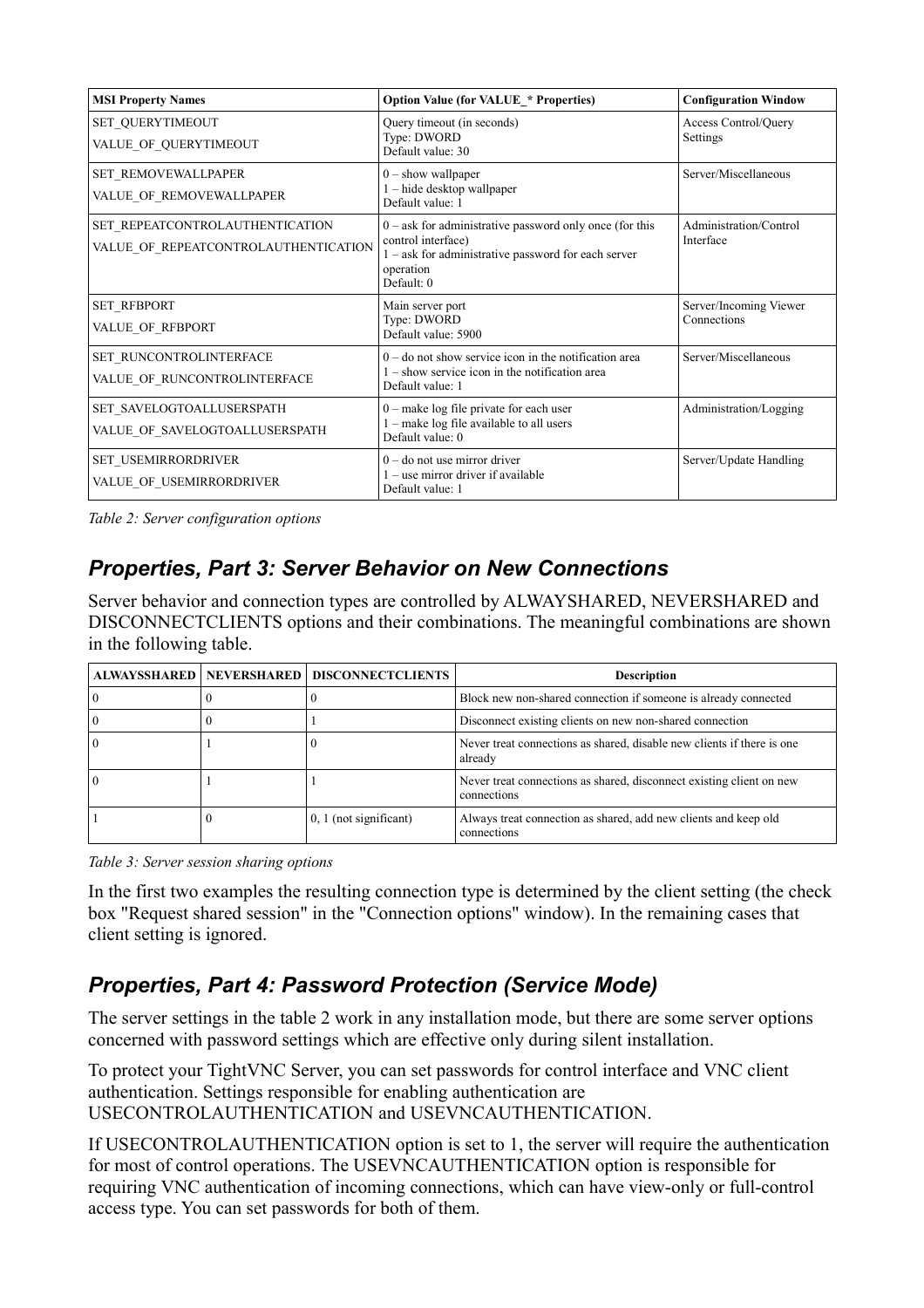| MSI Property Names | Option Value (for VALUE_* Properties) | Configuration Window |
|---|---|---|
| SET_QUERYTIMEOUT<br>VALUE_OF_QUERYTIMEOUT | Query timeout (in seconds)<br>Type: DWORD<br>Default value: 30 | Access Control/Query Settings |
| SET_REMOVEWALLPAPER<br>VALUE_OF_REMOVEWALLPAPER | 0 – show wallpaper<br>1 – hide desktop wallpaper<br>Default value: 1 | Server/Miscellaneous |
| SET_REPEATCONTROLAUTHENTICATION<br>VALUE_OF_REPEATCONTROLAUTHENTICATION | 0 – ask for administrative password only once (for this control interface)<br>1 – ask for administrative password for each server operation<br>Default: 0 | Administration/Control Interface |
| SET_RFBPORT<br>VALUE_OF_RFBPORT | Main server port<br>Type: DWORD<br>Default value: 5900 | Server/Incoming Viewer Connections |
| SET_RUNCONTROLINTERFACE<br>VALUE_OF_RUNCONTROLINTERFACE | 0 – do not show service icon in the notification area<br>1 – show service icon in the notification area<br>Default value: 1 | Server/Miscellaneous |
| SET_SAVELOGTOALLUSERSPATH<br>VALUE_OF_SAVELOGTOALLUSERSPATH | 0 – make log file private for each user<br>1 – make log file available to all users<br>Default value: 0 | Administration/Logging |
| SET_USEMIRRORDRIVER<br>VALUE_OF_USEMIRRORDRIVER | 0 – do not use mirror driver<br>1 – use mirror driver if available<br>Default value: 1 | Server/Update Handling |

*Table 2: Server configuration options*

## *Properties, Part 3: Server Behavior on New Connections*

Server behavior and connection types are controlled by ALWAYSSHARED, NEVERSHARED and DISCONNECTCLIENTS options and their combinations. The meaningful combinations are shown in the following table.

| ALWAYSSHARED | NEVERSHARED | DISCONNECTCLIENTS | Description |
|---|---|---|---|
| 0 | 0 | 0 | Block new non-shared connection if someone is already connected |
| 0 | 0 | 1 | Disconnect existing clients on new non-shared connection |
| 0 | 1 | 0 | Never treat connections as shared, disable new clients if there is one already |
| 0 | 1 | 1 | Never treat connections as shared, disconnect existing client on new connections |
| 1 | 0 | 0, 1 (not significant) | Always treat connection as shared, add new clients and keep old connections |

*Table 3: Server session sharing options*

In the first two examples the resulting connection type is determined by the client setting (the check box "Request shared session" in the "Connection options" window). In the remaining cases that client setting is ignored.

## *Properties, Part 4: Password Protection (Service Mode)*

The server settings in the table 2 work in any installation mode, but there are some server options concerned with password settings which are effective only during silent installation.

To protect your TightVNC Server, you can set passwords for control interface and VNC client authentication. Settings responsible for enabling authentication are USECONTROLAUTHENTICATION and USEVNCAUTHENTICATION.

If USECONTROLAUTHENTICATION option is set to 1, the server will require the authentication for most of control operations. The USEVNCAUTHENTICATION option is responsible for requiring VNC authentication of incoming connections, which can have view-only or full-control access type. You can set passwords for both of them.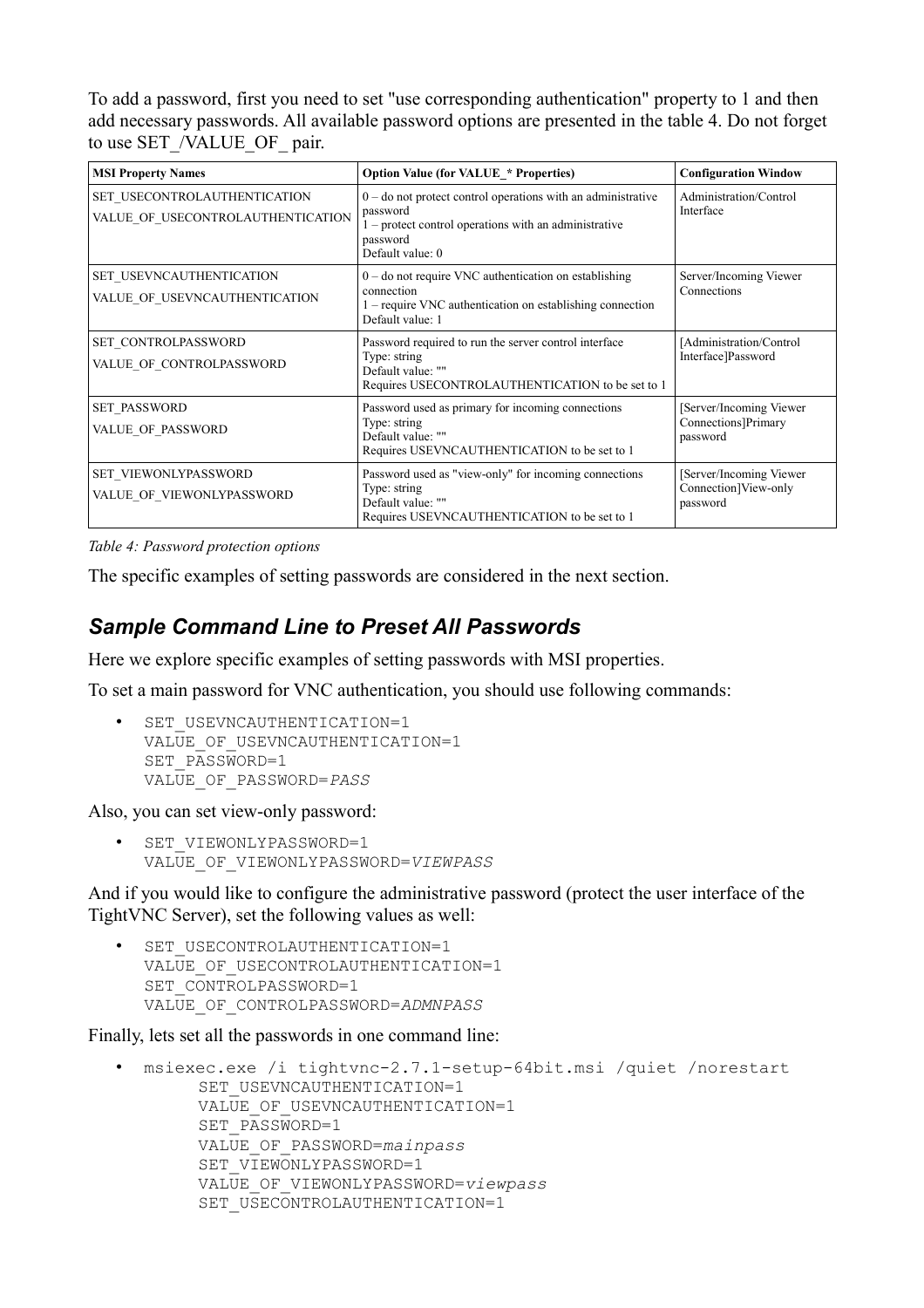To add a password, first you need to set "use corresponding authentication" property to 1 and then add necessary passwords. All available password options are presented in the table 4. Do not forget to use SET_/VALUE_OF_ pair.

| MSI Property Names | Option Value (for VALUE_* Properties) | Configuration Window |
|---|---|---|
| SET_USECONTROLAUTHENTICATION<br>VALUE_OF_USECONTROLAUTHENTICATION | 0 – do not protect control operations with an administrative password<br>1 – protect control operations with an administrative password<br>Default value: 0 | Administration/Control Interface |
| SET_USEVNCAUTHENTICATION<br>VALUE_OF_USEVNCAUTHENTICATION | 0 – do not require VNC authentication on establishing connection<br>1 – require VNC authentication on establishing connection<br>Default value: 1 | Server/Incoming Viewer Connections |
| SET_CONTROLPASSWORD<br>VALUE_OF_CONTROLPASSWORD | Password required to run the server control interface<br>Type: string<br>Default value: ""<br>Requires USECONTROLAUTHENTICATION to be set to 1 | [Administration/Control Interface]Password |
| SET_PASSWORD<br>VALUE_OF_PASSWORD | Password used as primary for incoming connections<br>Type: string<br>Default value: ""<br>Requires USEVNCAUTHENTICATION to be set to 1 | [Server/Incoming Viewer Connections]Primary password |
| SET_VIEWONLYPASSWORD<br>VALUE_OF_VIEWONLYPASSWORD | Password used as "view-only" for incoming connections<br>Type: string<br>Default value: ""<br>Requires USEVNCAUTHENTICATION to be set to 1 | [Server/Incoming Viewer Connection]View-only password |

*Table 4: Password protection options*

The specific examples of setting passwords are considered in the next section.

## *Sample Command Line to Preset All Passwords*

Here we explore specific examples of setting passwords with MSI properties.

To set a main password for VNC authentication, you should use following commands:

- ```
  SET_USEVNCAUTHENTICATION=1
  VALUE_OF_USEVNCAUTHENTICATION=1
  SET_PASSWORD=1
  VALUE_OF_PASSWORD=PASS
  ```

Also, you can set view-only password:

- ```
  SET_VIEWONLYPASSWORD=1
  VALUE_OF_VIEWONLYPASSWORD=VIEWPASS
  ```

And if you would like to configure the administrative password (protect the user interface of the TightVNC Server), set the following values as well:

- ```
  SET_USECONTROLAUTHENTICATION=1
  VALUE_OF_USECONTROLAUTHENTICATION=1
  SET_CONTROLPASSWORD=1
  VALUE_OF_CONTROLPASSWORD=ADMNPASS
  ```

Finally, lets set all the passwords in one command line:

- ```
  msiexec.exe /i tightvnc-2.7.1-setup-64bit.msi /quiet /norestart
        SET_USEVNCAUTHENTICATION=1
        VALUE_OF_USEVNCAUTHENTICATION=1
        SET_PASSWORD=1
        VALUE_OF_PASSWORD=mainpass
        SET_VIEWONLYPASSWORD=1
        VALUE_OF_VIEWONLYPASSWORD=viewpass
        SET_USECONTROLAUTHENTICATION=1
  ```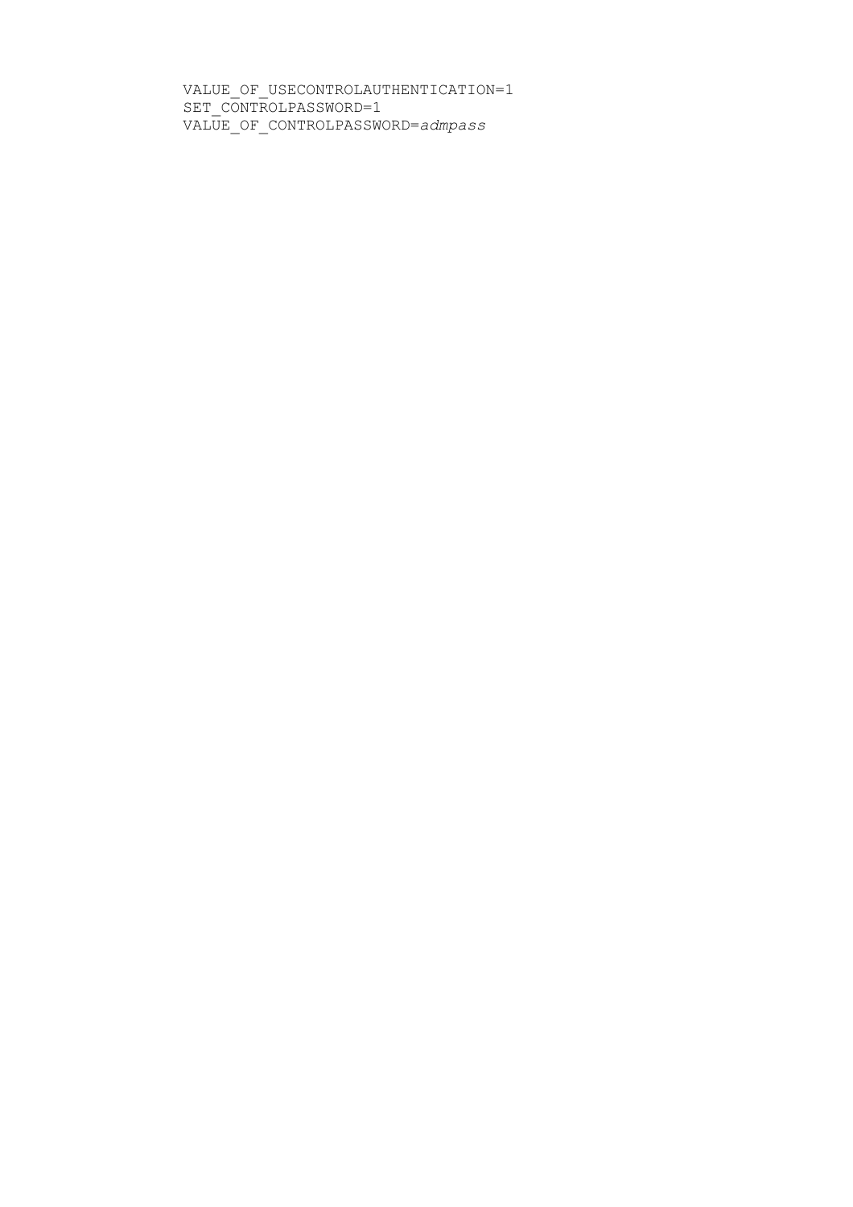```
VALUE_OF_USECONTROLAUTHENTICATION=1
SET_CONTROLPASSWORD=1
VALUE_OF_CONTROLPASSWORD=admpass
```